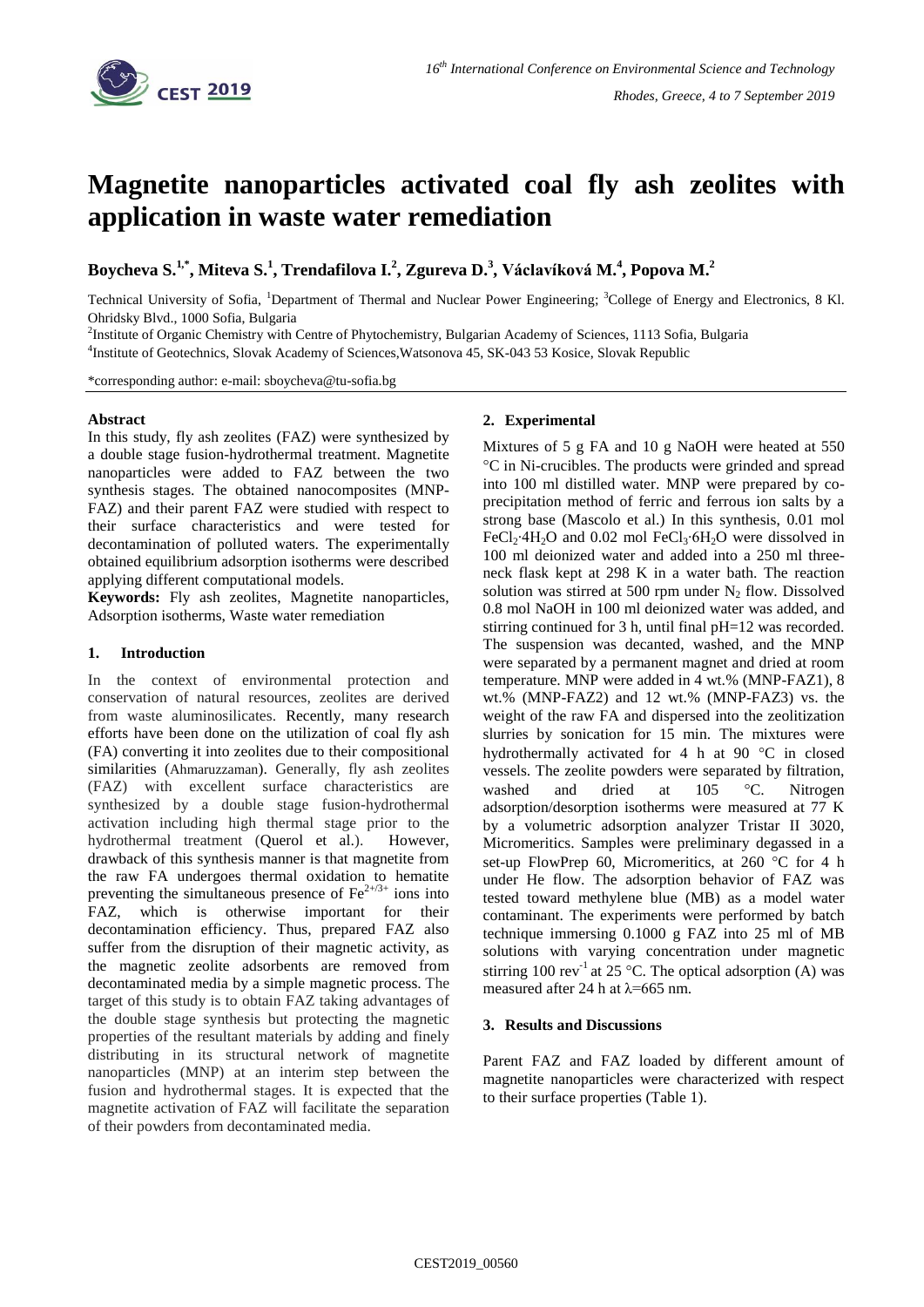# Magnetite nanoparticles activated coal fly ash zeolites with application in waste water remediation

**Boycheva S.[1,*], Miteva S.[1], Trendafilova I.[2], Zgureva D.[3], Václavíková M.[4], Popova M.[2]**

Technical University of Sofia, [1]Department of Thermal and Nuclear Power Engineering; [3]College of Energy and Electronics, 8 Kl. Ohridsky Blvd., 1000 Sofia, Bulgaria

[2]Institute of Organic Chemistry with Centre of Phytochemistry, Bulgarian Academy of Sciences, 1113 Sofia, Bulgaria

[4]Institute of Geotechnics, Slovak Academy of Sciences,Watsonova 45, SK-043 53 Kosice, Slovak Republic

*corresponding author: e-mail: sboycheva@tu-sofia.bg

### Abstract

In this study, fly ash zeolites (FAZ) were synthesized by a double stage fusion-hydrothermal treatment. Magnetite nanoparticles were added to FAZ between the two synthesis stages. The obtained nanocomposites (MNP-FAZ) and their parent FAZ were studied with respect to their surface characteristics and were tested for decontamination of polluted waters. The experimentally obtained equilibrium adsorption isotherms were described applying different computational models.

**Keywords:** Fly ash zeolites, Magnetite nanoparticles, Adsorption isotherms, Waste water remediation

## 1. Introduction

In the context of environmental protection and conservation of natural resources, zeolites are derived from waste aluminosilicates. Recently, many research efforts have been done on the utilization of coal fly ash (FA) converting it into zeolites due to their compositional similarities (Ahmaruzzaman). Generally, fly ash zeolites (FAZ) with excellent surface characteristics are synthesized by a double stage fusion-hydrothermal activation including high thermal stage prior to the hydrothermal treatment (Querol et al.). However, drawback of this synthesis manner is that magnetite from the raw FA undergoes thermal oxidation to hematite preventing the simultaneous presence of $Fe^{2+/3+}$ ions into FAZ, which is otherwise important for their decontamination efficiency. Thus, prepared FAZ also suffer from the disruption of their magnetic activity, as the magnetic zeolite adsorbents are removed from decontaminated media by a simple magnetic process. The target of this study is to obtain FAZ taking advantages of the double stage synthesis but protecting the magnetic properties of the resultant materials by adding and finely distributing in its structural network of magnetite nanoparticles (MNP) at an interim step between the fusion and hydrothermal stages. It is expected that the magnetite activation of FAZ will facilitate the separation of their powders from decontaminated media.

## 2. Experimental

Mixtures of 5 g FA and 10 g NaOH were heated at 550 °C in Ni-crucibles. The products were grinded and spread into 100 ml distilled water. MNP were prepared by co-precipitation method of ferric and ferrous ion salts by a strong base (Mascolo et al.) In this synthesis, 0.01 mol $FeCl_2{\cdot}4H_2O$ and 0.02 mol $FeCl_3{\cdot}6H_2O$ were dissolved in 100 ml deionized water and added into a 250 ml three-neck flask kept at 298 K in a water bath. The reaction solution was stirred at 500 rpm under $N_2$ flow. Dissolved 0.8 mol NaOH in 100 ml deionized water was added, and stirring continued for 3 h, until final pH=12 was recorded. The suspension was decanted, washed, and the MNP were separated by a permanent magnet and dried at room temperature. MNP were added in 4 wt.% (MNP-FAZ1), 8 wt.% (MNP-FAZ2) and 12 wt.% (MNP-FAZ3) vs. the weight of the raw FA and dispersed into the zeolitization slurries by sonication for 15 min. The mixtures were hydrothermally activated for 4 h at 90 °C in closed vessels. The zeolite powders were separated by filtration, washed and dried at 105 °C. Nitrogen adsorption/desorption isotherms were measured at 77 K by a volumetric adsorption analyzer Tristar II 3020, Micromeritics. Samples were preliminary degassed in a set-up FlowPrep 60, Micromeritics, at 260 °C for 4 h under He flow. The adsorption behavior of FAZ was tested toward methylene blue (MB) as a model water contaminant. The experiments were performed by batch technique immersing 0.1000 g FAZ into 25 ml of MB solutions with varying concentration under magnetic stirring 100 $rev^{-1}$ at 25 °C. The optical adsorption (A) was measured after 24 h at $\lambda$=665 nm.

## 3. Results and Discussions

Parent FAZ and FAZ loaded by different amount of magnetite nanoparticles were characterized with respect to their surface properties (Table 1).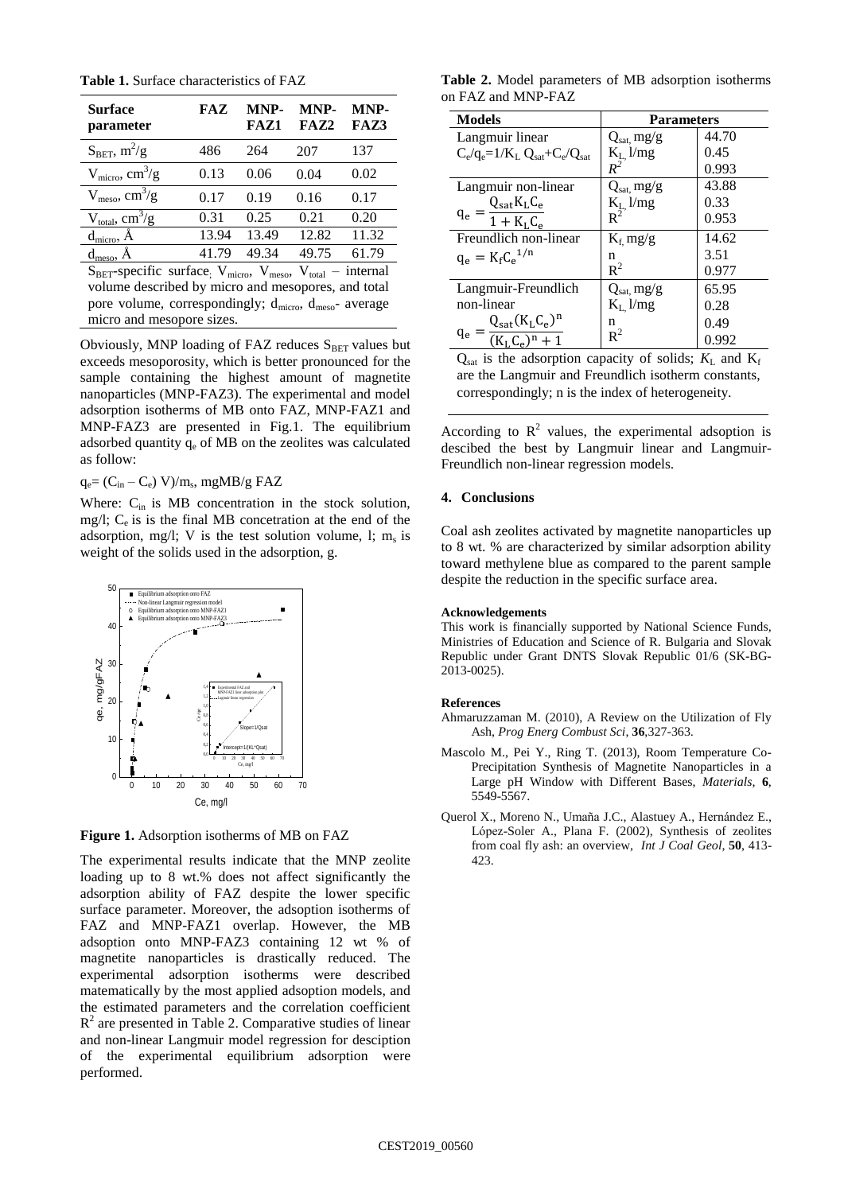**Table 1.** Surface characteristics of FAZ

| Surface parameter | FAZ | MNP-FAZ1 | MNP-FAZ2 | MNP-FAZ3 |
|---|---|---|---|---|
| $S_{BET}$, $m^2/g$ | 486 | 264 | 207 | 137 |
| $V_{micro}$, $cm^3/g$ | 0.13 | 0.06 | 0.04 | 0.02 |
| $V_{meso}$, $cm^3/g$ | 0.17 | 0.19 | 0.16 | 0.17 |
| $V_{total}$, $cm^3/g$ | 0.31 | 0.25 | 0.21 | 0.20 |
| $d_{micro}$, Å | 13.94 | 13.49 | 12.82 | 11.32 |
| $d_{meso}$, Å | 41.79 | 49.34 | 49.75 | 61.79 |

$S_{BET}$-specific surface; $V_{micro}$, $V_{meso}$, $V_{total}$ – internal volume described by micro and mesopores, and total pore volume, correspondingly; $d_{micro}$, $d_{meso}$- average micro and mesopore sizes.

Obviously, MNP loading of FAZ reduces $S_{BET}$ values but exceeds mesoporosity, which is better pronounced for the sample containing the highest amount of magnetite nanoparticles (MNP-FAZ3). The experimental and model adsorption isotherms of MB onto FAZ, MNP-FAZ1 and MNP-FAZ3 are presented in Fig.1. The equilibrium adsorbed quantity $q_e$ of MB on the zeolites was calculated as follow:

$q_e = (C_{in} – C_e)\ V)/m_s$, mgMB/g FAZ

Where: $C_{in}$ is MB concentration in the stock solution, mg/l; $C_e$ is is the final MB concetration at the end of the adsorption, mg/l; V is the test solution volume, l; $m_s$ is weight of the solids used in the adsorption, g.

Equilibrium adsorption onto FAZ
Non-linear Langmuir regression model
Equilibrium adsorption onto MNP-FAZ1
Equilibrium adsorption onto MNP-FAZ3
qe, mg/gFAZ
Ce, mg/l
Experimental FAZ and MNP-FAZ1 line adsorption plot
Langmuir linear regression
Ce/qe
Slope=1/Qsat
Intercept=1/(KL*Qsat)
Ce, mg/l

**Figure 1.** Adsorption isotherms of MB on FAZ

The experimental results indicate that the MNP zeolite loading up to 8 wt.% does not affect significantly the adsorption ability of FAZ despite the lower specific surface parameter. Moreover, the adsoption isotherms of FAZ and MNP-FAZ1 overlap. However, the MB adsoption onto MNP-FAZ3 containing 12 wt % of magnetite nanoparticles is drastically reduced. The experimental adsorption isotherms were described matematically by the most applied adsoption models, and the estimated parameters and the correlation coefficient $R^2$ are presented in Table 2. Comparative studies of linear and non-linear Langmuir model regression for desciption of the experimental equilibrium adsorption were performed.

**Table 2.** Model parameters of MB adsorption isotherms on FAZ and MNP-FAZ

| Models | Parameters | |
|---|---|---|
| Langmuir linear $C_e/q_e=1/K_L\ Q_{sat}+C_e/Q_{sat}$ | $Q_{sat}$, mg/g<br>$K_L$, l/mg<br>$R^2$ | 44.70<br>0.45<br>0.993 |
| Langmuir non-linear $q_e = \frac{Q_{sat}K_LC_e}{1+K_LC_e}$ | $Q_{sat}$, mg/g<br>$K_L$, l/mg<br>$R^2$ | 43.88<br>0.33<br>0.953 |
| Freundlich non-linear $q_e = K_fC_e^{1/n}$ | $K_f$, mg/g<br>n<br>$R^2$ | 14.62<br>3.51<br>0.977 |
| Langmuir-Freundlich non-linear $q_e = \frac{Q_{sat}(K_LC_e)^n}{(K_LC_e)^n+1}$ | $Q_{sat}$, mg/g<br>$K_L$, l/mg<br>n<br>$R^2$ | 65.95<br>0.28<br>0.49<br>0.992 |

$Q_{sat}$ is the adsorption capacity of solids; $K_L$ and $K_f$ are the Langmuir and Freundlich isotherm constants, correspondingly; n is the index of heterogeneity.

According to $R^2$ values, the experimental adsoption is descibed the best by Langmuir linear and Langmuir-Freundlich non-linear regression models.

## 4. Conclusions

Coal ash zeolites activated by magnetite nanoparticles up to 8 wt. % are characterized by similar adsorption ability toward methylene blue as compared to the parent sample despite the reduction in the specific surface area.

**Acknowledgements**

This work is financially supported by National Science Funds, Ministries of Education and Science of R. Bulgaria and Slovak Republic under Grant DNTS Slovak Republic 01/6 (SK-BG-2013-0025).

**References**

Ahmaruzzaman M. (2010), A Review on the Utilization of Fly Ash, *Prog Energ Combust Sci*, **36**,327-363.

Mascolo M., Pei Y., Ring T. (2013), Room Temperature Co-Precipitation Synthesis of Magnetite Nanoparticles in a Large pH Window with Different Bases, *Materials*, **6**, 5549-5567.

Querol X., Moreno N., Umaña J.C., Alastuey A., Hernández E., López-Soler A., Plana F. (2002), Synthesis of zeolites from coal fly ash: an overview, *Int J Coal Geol*, **50**, 413-423.